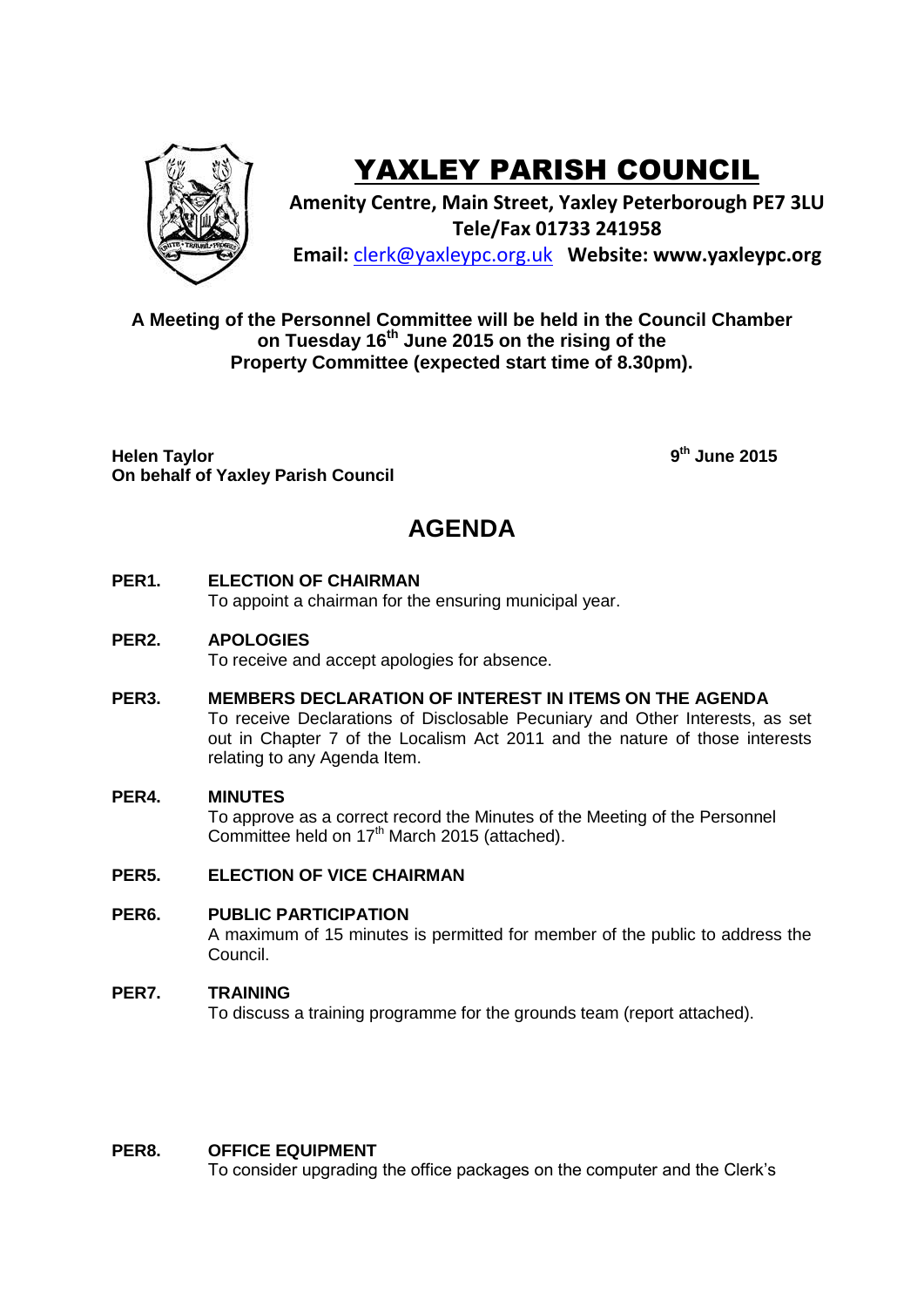# YAXLEY PARISH COUNCIL

**Amenity Centre, Main Street, Yaxley Peterborough PE7 3LU**
**Tele/Fax 01733 241958**
**Email:** clerk@yaxleypc.org.uk **Website: www.yaxleypc.org**

**A Meeting of the Personnel Committee will be held in the Council Chamber on Tuesday 16th June 2015 on the rising of the Property Committee (expected start time of 8.30pm).**

**Helen Taylor**
**On behalf of Yaxley Parish Council**

**9th June 2015**

## AGENDA

**PER1. ELECTION OF CHAIRMAN**
To appoint a chairman for the ensuring municipal year.

**PER2. APOLOGIES**
To receive and accept apologies for absence.

**PER3. MEMBERS DECLARATION OF INTEREST IN ITEMS ON THE AGENDA**
To receive Declarations of Disclosable Pecuniary and Other Interests, as set out in Chapter 7 of the Localism Act 2011 and the nature of those interests relating to any Agenda Item.

**PER4. MINUTES**
To approve as a correct record the Minutes of the Meeting of the Personnel Committee held on 17th March 2015 (attached).

**PER5. ELECTION OF VICE CHAIRMAN**

**PER6. PUBLIC PARTICIPATION**
A maximum of 15 minutes is permitted for member of the public to address the Council.

**PER7. TRAINING**
To discuss a training programme for the grounds team (report attached).

**PER8. OFFICE EQUIPMENT**
To consider upgrading the office packages on the computer and the Clerk's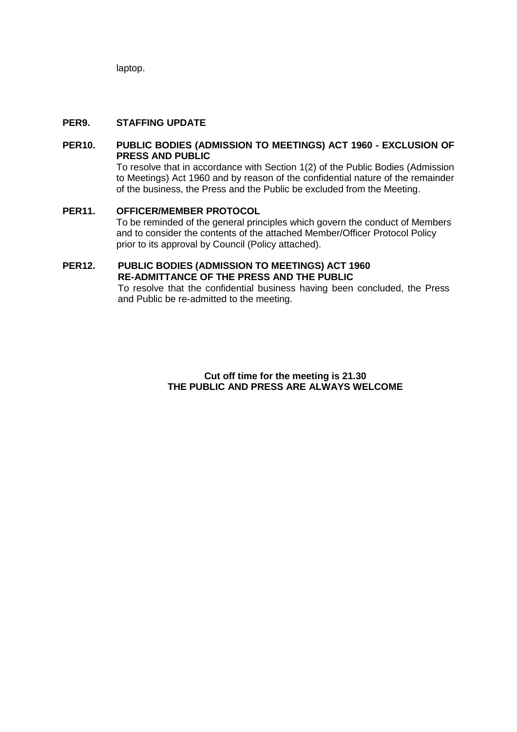laptop.

**PER9. STAFFING UPDATE**

**PER10. PUBLIC BODIES (ADMISSION TO MEETINGS) ACT 1960 - EXCLUSION OF PRESS AND PUBLIC**

To resolve that in accordance with Section 1(2) of the Public Bodies (Admission to Meetings) Act 1960 and by reason of the confidential nature of the remainder of the business, the Press and the Public be excluded from the Meeting.

**PER11. OFFICER/MEMBER PROTOCOL**

To be reminded of the general principles which govern the conduct of Members and to consider the contents of the attached Member/Officer Protocol Policy prior to its approval by Council (Policy attached).

**PER12. PUBLIC BODIES (ADMISSION TO MEETINGS) ACT 1960 RE-ADMITTANCE OF THE PRESS AND THE PUBLIC**

To resolve that the confidential business having been concluded, the Press and Public be re-admitted to the meeting.

**Cut off time for the meeting is 21.30**
**THE PUBLIC AND PRESS ARE ALWAYS WELCOME**